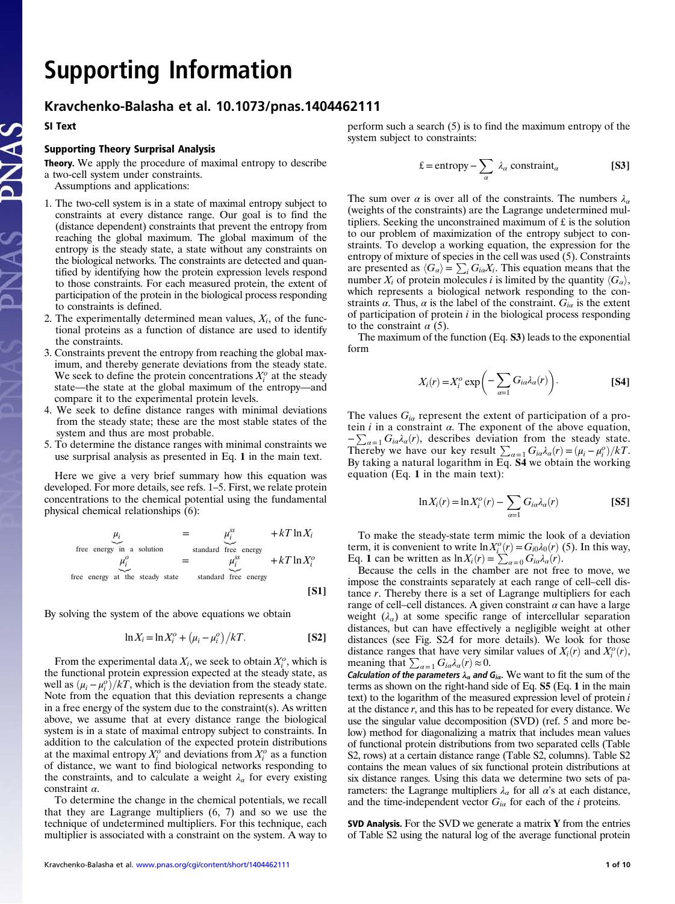# Supporting Information

## Kravchenko-Balasha et al. 10.1073/pnas.1404462111

### SI Text

### Supporting Theory Surprisal Analysis

**Theory.** We apply the procedure of maximal entropy to describe a two-cell system under constraints.

Assumptions and applications:

1. The two-cell system is in a state of maximal entropy subject to constraints at every distance range. Our goal is to find the (distance dependent) constraints that prevent the entropy from reaching the global maximum. The global maximum of the entropy is the steady state, a state without any constraints on the biological networks. The constraints are detected and quantified by identifying how the protein expression levels respond to those constraints. For each measured protein, the extent of participation of the protein in the biological process responding to constraints is defined.
2. The experimentally determined mean values, $X_i$, of the functional proteins as a function of distance are used to identify the constraints.
3. Constraints prevent the entropy from reaching the global maximum, and thereby generate deviations from the steady state. We seek to define the protein concentrations $X_i^o$ at the steady state—the state at the global maximum of the entropy—and compare it to the experimental protein levels.
4. We seek to define distance ranges with minimal deviations from the steady state; these are the most stable states of the system and thus are most probable.
5. To determine the distance ranges with minimal constraints we use surprisal analysis as presented in Eq. **1** in the main text.

Here we give a very brief summary how this equation was developed. For more details, see refs. 1–5. First, we relate protein concentrations to the chemical potential using the fundamental physical chemical relationships (6):

$$\underbrace{\mu_i}_{\text{free energy in a solution}} = \underbrace{\mu_i^{ss}}_{\text{standard free energy}} + kT\ln X_i$$
$$\underbrace{\mu_i^{o}}_{\text{free energy at the steady state}} = \underbrace{\mu_i^{ss}}_{\text{standard free energy}} + kT\ln X_i^{o} \qquad \textbf{[S1]}$$

By solving the system of the above equations we obtain

$$\ln X_i = \ln X_i^o + \left(\mu_i - \mu_i^o\right)/kT. \qquad \textbf{[S2]}$$

From the experimental data $X_i$, we seek to obtain $X_i^o$, which is the functional protein expression expected at the steady state, as well as $(\mu_i - \mu_i^o)/kT$, which is the deviation from the steady state. Note from the equation that this deviation represents a change in a free energy of the system due to the constraint(s). As written above, we assume that at every distance range the biological system is in a state of maximal entropy subject to constraints. In addition to the calculation of the expected protein distributions at the maximal entropy $X_i^o$ and deviations from $X_i^o$ as a function of distance, we want to find biological networks responding to the constraints, and to calculate a weight $\lambda_\alpha$ for every existing constraint $\alpha$.

To determine the change in the chemical potentials, we recall that they are Lagrange multipliers (6, 7) and so we use the technique of undetermined multipliers. For this technique, each multiplier is associated with a constraint on the system. A way to perform such a search (5) is to find the maximum entropy of the system subject to constraints:

$$\text{£} = \text{entropy} - \sum_\alpha \lambda_\alpha \,\text{constraint}_\alpha \qquad \textbf{[S3]}$$

The sum over $\alpha$ is over all of the constraints. The numbers $\lambda_\alpha$ (weights of the constraints) are the Lagrange undetermined multipliers. Seeking the unconstrained maximum of £ is the solution to our problem of maximization of the entropy subject to constraints. To develop a working equation, the expression for the entropy of mixture of species in the cell was used (5). Constraints are presented as $\langle G_\alpha\rangle = \sum_i G_{i\alpha}X_i$. This equation means that the number $X_i$ of protein molecules $i$ is limited by the quantity $\langle G_\alpha\rangle$, which represents a biological network responding to the constraints $\alpha$. Thus, $\alpha$ is the label of the constraint. $G_{i\alpha}$ is the extent of participation of protein $i$ in the biological process responding to the constraint $\alpha$ (5).

The maximum of the function (Eq. **S3**) leads to the exponential form

$$X_i(r) = X_i^o \exp\left(-\sum_{\alpha=1} G_{i\alpha}\lambda_\alpha(r)\right). \qquad \textbf{[S4]}$$

The values $G_{i\alpha}$ represent the extent of participation of a protein $i$ in a constraint $\alpha$. The exponent of the above equation, $-\sum_{\alpha=1} G_{i\alpha}\lambda_\alpha(r)$, describes deviation from the steady state. Thereby we have our key result $\sum_{\alpha=1} G_{i\alpha}\lambda_\alpha(r) = (\mu_i - \mu_i^o)/kT$. By taking a natural logarithm in Eq. **S4** we obtain the working equation (Eq. **1** in the main text):

$$\ln X_i(r) = \ln X_i^o(r) - \sum_{\alpha=1} G_{i\alpha}\lambda_\alpha(r) \qquad \textbf{[S5]}$$

To make the steady-state term mimic the look of a deviation term, it is convenient to write $\ln X_i^o(r) = G_{i0}\lambda_0(r)$ (5). In this way, Eq. **1** can be written as $\ln X_i(r) = \sum_{\alpha=0} G_{i\alpha}\lambda_\alpha(r)$.

Because the cells in the chamber are not free to move, we impose the constraints separately at each range of cell–cell distance $r$. Thereby there is a set of Lagrange multipliers for each range of cell–cell distances. A given constraint $\alpha$ can have a large weight ($\lambda_\alpha$) at some specific range of intercellular separation distances, but can have effectively a negligible weight at other distances (see Fig. S2*A* for more details). We look for those distance ranges that have very similar values of $X_i(r)$ and $X_i^o(r)$, meaning that $\sum_{\alpha=1} G_{i\alpha}\lambda_\alpha(r) \approx 0$.

***Calculation of the parameters $\lambda_\alpha$ and $G_{i\alpha}$.*** We want to fit the sum of the terms as shown on the right-hand side of Eq. **S5** (Eq. **1** in the main text) to the logarithm of the measured expression level of protein $i$ at the distance $r$, and this has to be repeated for every distance. We use the singular value decomposition (SVD) (ref. 5 and more below) method for diagonalizing a matrix that includes mean values of functional protein distributions from two separated cells (Table S2, rows) at a certain distance range (Table S2, columns). Table S2 contains the mean values of six functional protein distributions at six distance ranges. Using this data we determine two sets of parameters: the Lagrange multipliers $\lambda_\alpha$ for all $\alpha$'s at each distance, and the time-independent vector $G_{i\alpha}$ for each of the $i$ proteins.

**SVD Analysis.** For the SVD we generate a matrix **Y** from the entries of Table S2 using the natural log of the average functional protein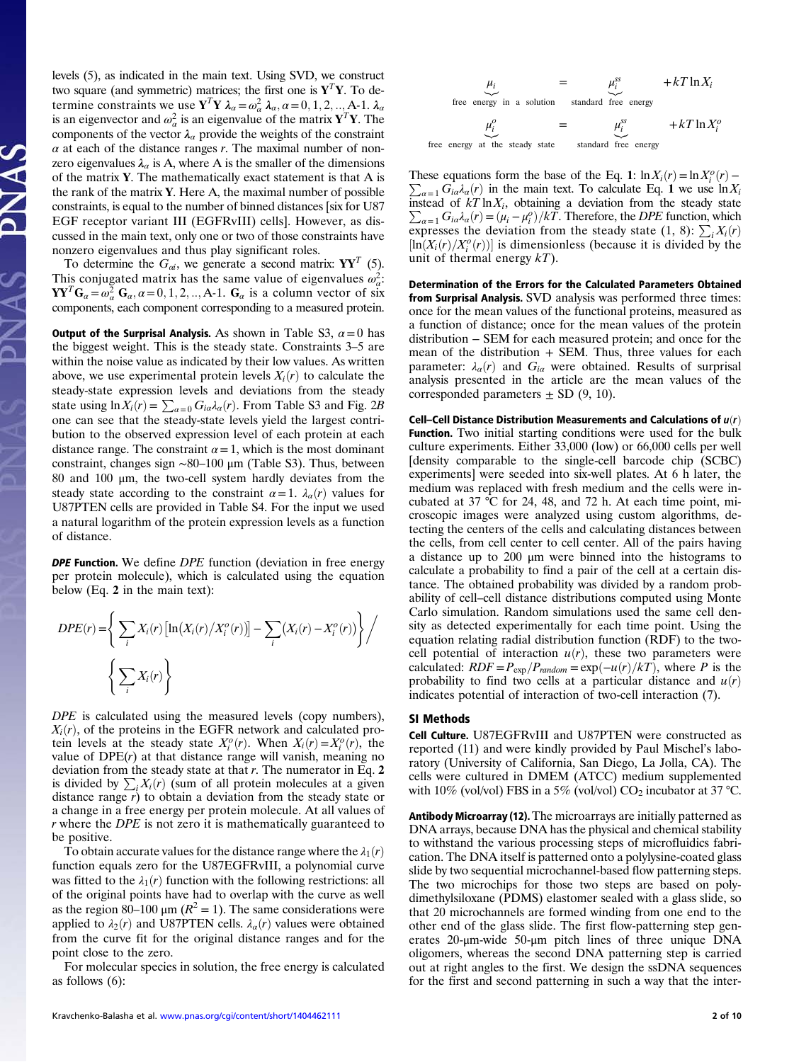levels (5), as indicated in the main text. Using SVD, we construct two square (and symmetric) matrices; the first one is $\mathbf{Y}^T\mathbf{Y}$. To determine constraints we use $\mathbf{Y}^T\mathbf{Y}\ \boldsymbol{\lambda}_\alpha = \omega_\alpha^2\ \boldsymbol{\lambda}_\alpha, \alpha = 0, 1, 2, .., \text{A-1}$. $\boldsymbol{\lambda}_\alpha$ is an eigenvector and $\omega_\alpha^2$ is an eigenvalue of the matrix $\mathbf{Y}^T\mathbf{Y}$. The components of the vector $\boldsymbol{\lambda}_\alpha$ provide the weights of the constraint $\alpha$ at each of the distance ranges $r$. The maximal number of nonzero eigenvalues $\boldsymbol{\lambda}_\alpha$ is A, where A is the smaller of the dimensions of the matrix $\mathbf{Y}$. The mathematically exact statement is that A is the rank of the matrix $\mathbf{Y}$. Here A, the maximal number of possible constraints, is equal to the number of binned distances [six for U87 EGF receptor variant III (EGFRvIII) cells]. However, as discussed in the main text, only one or two of those constraints have nonzero eigenvalues and thus play significant roles.

To determine the $G_{\alpha i}$, we generate a second matrix: $\mathbf{Y}\mathbf{Y}^T$ (5). This conjugated matrix has the same value of eigenvalues $\omega_\alpha^2$: $\mathbf{Y}\mathbf{Y}^T\mathbf{G}_\alpha = \omega_\alpha^2\ \mathbf{G}_\alpha, \alpha = 0, 1, 2, .., \text{A-1}$. $\mathbf{G}_\alpha$ is a column vector of six components, each component corresponding to a measured protein.

**Output of the Surprisal Analysis.** As shown in Table S3, $\alpha = 0$ has the biggest weight. This is the steady state. Constraints 3–5 are within the noise value as indicated by their low values. As written above, we use experimental protein levels $X_i(r)$ to calculate the steady-state expression levels and deviations from the steady state using $\ln X_i(r) = \sum_{\alpha=0} G_{i\alpha}\lambda_\alpha(r)$. From Table S3 and Fig. 2*B* one can see that the steady-state levels yield the largest contribution to the observed expression level of each protein at each distance range. The constraint $\alpha = 1$, which is the most dominant constraint, changes sign ~80–100 µm (Table S3). Thus, between 80 and 100 µm, the two-cell system hardly deviates from the steady state according to the constraint $\alpha = 1$. $\lambda_\alpha(r)$ values for U87PTEN cells are provided in Table S4. For the input we used a natural logarithm of the protein expression levels as a function of distance.

***DPE* Function.** We define *DPE* function (deviation in free energy per protein molecule), which is calculated using the equation below (Eq. **2** in the main text):

$$DPE(r) = \left\{ \sum_i X_i(r) \left[ \ln\left(X_i(r)/X_i^o(r)\right) \right] - \sum_i \left(X_i(r) - X_i^o(r)\right) \right\} \Bigg/ \left\{ \sum_i X_i(r) \right\}$$

*DPE* is calculated using the measured levels (copy numbers), $X_i(r)$, of the proteins in the EGFR network and calculated protein levels at the steady state $X_i^o(r)$. When $X_i(r) = X_i^o(r)$, the value of DPE($r$) at that distance range will vanish, meaning no deviation from the steady state at that $r$. The numerator in Eq. **2** is divided by $\sum_i X_i(r)$ (sum of all protein molecules at a given distance range $r$) to obtain a deviation from the steady state or a change in a free energy per protein molecule. At all values of $r$ where the *DPE* is not zero it is mathematically guaranteed to be positive.

To obtain accurate values for the distance range where the $\lambda_1(r)$ function equals zero for the U87EGFRvIII, a polynomial curve was fitted to the $\lambda_1(r)$ function with the following restrictions: all of the original points have had to overlap with the curve as well as the region 80–100 µm ($R^2 = 1$). The same considerations were applied to $\lambda_2(r)$ and U87PTEN cells. $\lambda_\alpha(r)$ values were obtained from the curve fit for the original distance ranges and for the point close to the zero.

For molecular species in solution, the free energy is calculated as follows (6):

$$\underbrace{\mu_i}_{\text{free energy in a solution}} = \underbrace{\mu_i^{ss}}_{\text{standard free energy}} + kT\ln X_i$$

$$\underbrace{\mu_i^o}_{\text{free energy at the steady state}} = \underbrace{\mu_i^{ss}}_{\text{standard free energy}} + kT\ln X_i^o$$

These equations form the base of the Eq. **1**: $\ln X_i(r) = \ln X_i^o(r) - \sum_{\alpha=1} G_{i\alpha}\lambda_\alpha(r)$ in the main text. To calculate Eq. **1** we use $\ln X_i$ instead of $kT\ln X_i$, obtaining a deviation from the steady state $\sum_{\alpha=1} G_{i\alpha}\lambda_\alpha(r) = (\mu_i - \mu_i^o)/kT$. Therefore, the *DPE* function, which expresses the deviation from the steady state (1, 8): $\sum_i X_i(r)$ $[\ln(X_i(r)/X_i^o(r))]$ is dimensionless (because it is divided by the unit of thermal energy $kT$).

**Determination of the Errors for the Calculated Parameters Obtained from Surprisal Analysis.** SVD analysis was performed three times: once for the mean values of the functional proteins, measured as a function of distance; once for the mean values of the protein distribution − SEM for each measured protein; and once for the mean of the distribution + SEM. Thus, three values for each parameter: $\lambda_\alpha(r)$ and $G_{i\alpha}$ were obtained. Results of surprisal analysis presented in the article are the mean values of the corresponded parameters ± SD (9, 10).

**Cell–Cell Distance Distribution Measurements and Calculations of $u(r)$ Function.** Two initial starting conditions were used for the bulk culture experiments. Either 33,000 (low) or 66,000 cells per well [density comparable to the single-cell barcode chip (SCBC) experiments] were seeded into six-well plates. At 6 h later, the medium was replaced with fresh medium and the cells were incubated at 37 °C for 24, 48, and 72 h. At each time point, microscopic images were analyzed using custom algorithms, detecting the centers of the cells and calculating distances between the cells, from cell center to cell center. All of the pairs having a distance up to 200 µm were binned into the histograms to calculate a probability to find a pair of the cell at a certain distance. The obtained probability was divided by a random probability of cell–cell distance distributions computed using Monte Carlo simulation. Random simulations used the same cell density as detected experimentally for each time point. Using the equation relating radial distribution function (RDF) to the two-cell potential of interaction $u(r)$, these two parameters were calculated: $RDF = P_{\exp}/P_{random} = \exp(-u(r)/kT)$, where $P$ is the probability to find two cells at a particular distance and $u(r)$ indicates potential of interaction of two-cell interaction (7).

## SI Methods

**Cell Culture.** U87EGFRvIII and U87PTEN were constructed as reported (11) and were kindly provided by Paul Mischel's laboratory (University of California, San Diego, La Jolla, CA). The cells were cultured in DMEM (ATCC) medium supplemented with 10% (vol/vol) FBS in a 5% (vol/vol) $CO_2$ incubator at 37 °C.

**Antibody Microarray (12).** The microarrays are initially patterned as DNA arrays, because DNA has the physical and chemical stability to withstand the various processing steps of microfluidics fabrication. The DNA itself is patterned onto a polylysine-coated glass slide by two sequential microchannel-based flow patterning steps. The two microchips for those two steps are based on polydimethylsiloxane (PDMS) elastomer sealed with a glass slide, so that 20 microchannels are formed winding from one end to the other end of the glass slide. The first flow-patterning step generates 20-µm-wide 50-µm pitch lines of three unique DNA oligomers, whereas the second DNA patterning step is carried out at right angles to the first. We design the ssDNA sequences for the first and second patterning in such a way that the inter-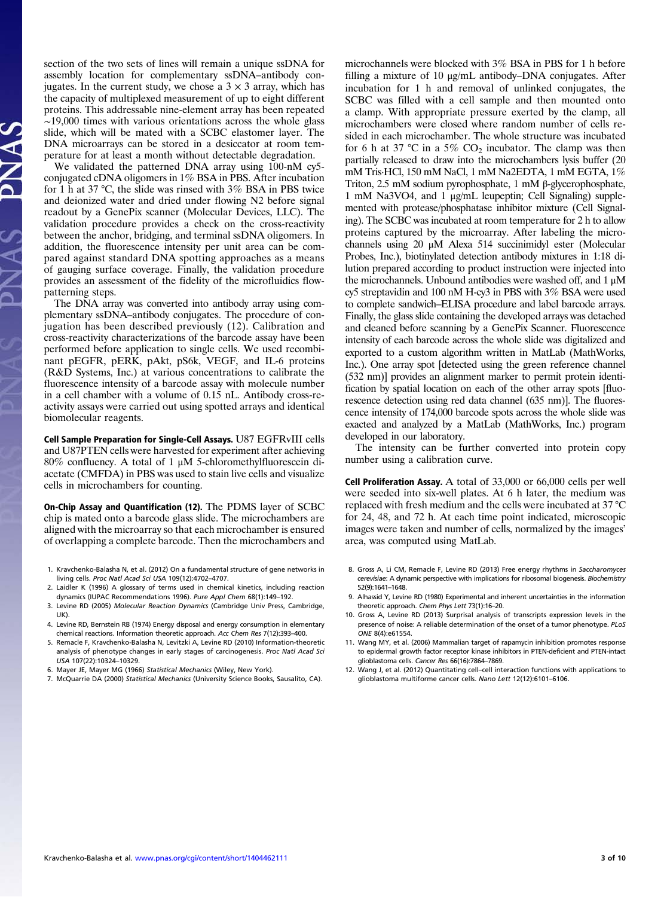section of the two sets of lines will remain a unique ssDNA for assembly location for complementary ssDNA–antibody conjugates. In the current study, we chose a 3 × 3 array, which has the capacity of multiplexed measurement of up to eight different proteins. This addressable nine-element array has been repeated ∼19,000 times with various orientations across the whole glass slide, which will be mated with a SCBC elastomer layer. The DNA microarrays can be stored in a desiccator at room temperature for at least a month without detectable degradation.

We validated the patterned DNA array using 100-nM cy5-conjugated cDNA oligomers in 1% BSA in PBS. After incubation for 1 h at 37 °C, the slide was rinsed with 3% BSA in PBS twice and deionized water and dried under flowing N2 before signal readout by a GenePix scanner (Molecular Devices, LLC). The validation procedure provides a check on the cross-reactivity between the anchor, bridging, and terminal ssDNA oligomers. In addition, the fluorescence intensity per unit area can be compared against standard DNA spotting approaches as a means of gauging surface coverage. Finally, the validation procedure provides an assessment of the fidelity of the microfluidics flow-patterning steps.

The DNA array was converted into antibody array using complementary ssDNA–antibody conjugates. The procedure of conjugation has been described previously (12). Calibration and cross-reactivity characterizations of the barcode assay have been performed before application to single cells. We used recombinant pEGFR, pERK, pAkt, pS6k, VEGF, and IL-6 proteins (R&D Systems, Inc.) at various concentrations to calibrate the fluorescence intensity of a barcode assay with molecule number in a cell chamber with a volume of 0.15 nL. Antibody cross-reactivity assays were carried out using spotted arrays and identical biomolecular reagents.

**Cell Sample Preparation for Single-Cell Assays.** U87 EGFRvIII cells and U87PTEN cells were harvested for experiment after achieving 80% confluency. A total of 1 μM 5-chloromethylfluorescein diacetate (CMFDA) in PBS was used to stain live cells and visualize cells in microchambers for counting.

**On-Chip Assay and Quantification (12).** The PDMS layer of SCBC chip is mated onto a barcode glass slide. The microchambers are aligned with the microarray so that each microchamber is ensured of overlapping a complete barcode. Then the microchambers and microchannels were blocked with 3% BSA in PBS for 1 h before filling a mixture of 10 μg/mL antibody–DNA conjugates. After incubation for 1 h and removal of unlinked conjugates, the SCBC was filled with a cell sample and then mounted onto a clamp. With appropriate pressure exerted by the clamp, all microchambers were closed where random number of cells resided in each microchamber. The whole structure was incubated for 6 h at 37 °C in a 5% $CO_2$ incubator. The clamp was then partially released to draw into the microchambers lysis buffer (20 mM Tris·HCl, 150 mM NaCl, 1 mM Na2EDTA, 1 mM EGTA, 1% Triton, 2.5 mM sodium pyrophosphate, 1 mM β-glycerophosphate, 1 mM Na3VO4, and 1 μg/mL leupeptin; Cell Signaling) supplemented with protease/phosphatase inhibitor mixture (Cell Signaling). The SCBC was incubated at room temperature for 2 h to allow proteins captured by the microarray. After labeling the microchannels using 20 μM Alexa 514 succinimidyl ester (Molecular Probes, Inc.), biotinylated detection antibody mixtures in 1:18 dilution prepared according to product instruction were injected into the microchannels. Unbound antibodies were washed off, and 1 μM cy5 streptavidin and 100 nM H-cy3 in PBS with 3% BSA were used to complete sandwich–ELISA procedure and label barcode arrays. Finally, the glass slide containing the developed arrays was detached and cleaned before scanning by a GenePix Scanner. Fluorescence intensity of each barcode across the whole slide was digitalized and exported to a custom algorithm written in MatLab (MathWorks, Inc.). One array spot [detected using the green reference channel (532 nm)] provides an alignment marker to permit protein identification by spatial location on each of the other array spots [fluorescence detection using red data channel (635 nm)]. The fluorescence intensity of 174,000 barcode spots across the whole slide was exacted and analyzed by a MatLab (MathWorks, Inc.) program developed in our laboratory.

The intensity can be further converted into protein copy number using a calibration curve.

**Cell Proliferation Assay.** A total of 33,000 or 66,000 cells per well were seeded into six-well plates. At 6 h later, the medium was replaced with fresh medium and the cells were incubated at 37 °C for 24, 48, and 72 h. At each time point indicated, microscopic images were taken and number of cells, normalized by the images' area, was computed using MatLab.

1. Kravchenko-Balasha N, et al. (2012) On a fundamental structure of gene networks in living cells. *Proc Natl Acad Sci USA* 109(12):4702–4707.
2. Laidler K (1996) A glossary of terms used in chemical kinetics, including reaction dynamics (IUPAC Recommendations 1996). *Pure Appl Chem* 68(1):149–192.
3. Levine RD (2005) *Molecular Reaction Dynamics* (Cambridge Univ Press, Cambridge, UK).
4. Levine RD, Bernstein RB (1974) Energy disposal and energy consumption in elementary chemical reactions. Information theoretic approach. *Acc Chem Res* 7(12):393–400.
5. Remacle F, Kravchenko-Balasha N, Levitzki A, Levine RD (2010) Information-theoretic analysis of phenotype changes in early stages of carcinogenesis. *Proc Natl Acad Sci USA* 107(22):10324–10329.
6. Mayer JE, Mayer MG (1966) *Statistical Mechanics* (Wiley, New York).
7. McQuarrie DA (2000) *Statistical Mechanics* (University Science Books, Sausalito, CA).
8. Gross A, Li CM, Remacle F, Levine RD (2013) Free energy rhythms in *Saccharomyces cerevisiae*: A dynamic perspective with implications for ribosomal biogenesis. *Biochemistry* 52(9):1641–1648.
9. Alhassid Y, Levine RD (1980) Experimental and inherent uncertainties in the information theoretic approach. *Chem Phys Lett* 73(1):16–20.
10. Gross A, Levine RD (2013) Surprisal analysis of transcripts expression levels in the presence of noise: A reliable determination of the onset of a tumor phenotype. *PLoS ONE* 8(4):e61554.
11. Wang MY, et al. (2006) Mammalian target of rapamycin inhibition promotes response to epidermal growth factor receptor kinase inhibitors in PTEN-deficient and PTEN-intact glioblastoma cells. *Cancer Res* 66(16):7864–7869.
12. Wang J, et al. (2012) Quantitating cell–cell interaction functions with applications to glioblastoma multiforme cancer cells. *Nano Lett* 12(12):6101–6106.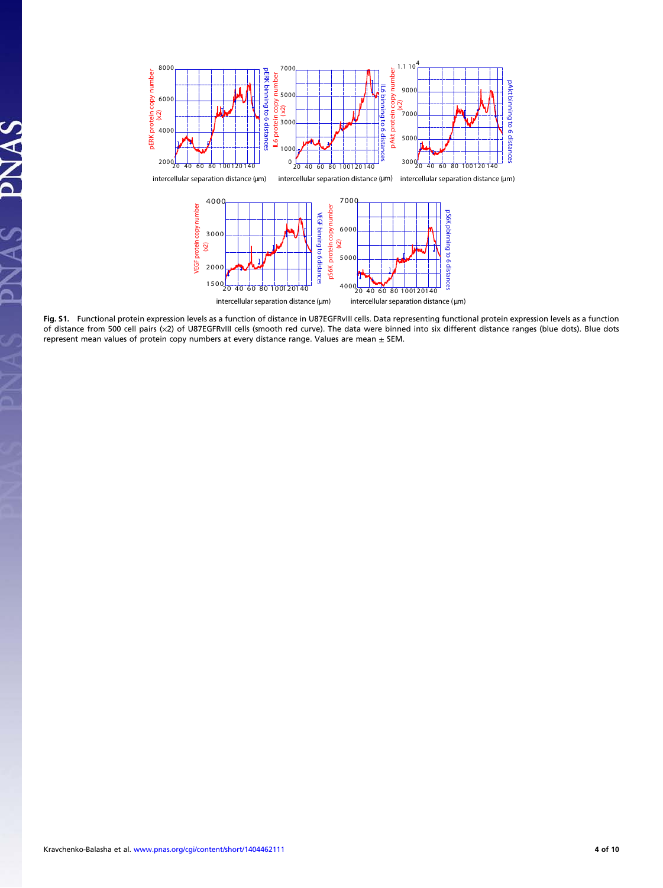**Fig. S1.** Functional protein expression levels as a function of distance in U87EGFRvIII cells. Data representing functional protein expression levels as a function of distance from 500 cell pairs (×2) of U87EGFRvIII cells (smooth red curve). The data were binned into six different distance ranges (blue dots). Blue dots represent mean values of protein copy numbers at every distance range. Values are mean ± SEM.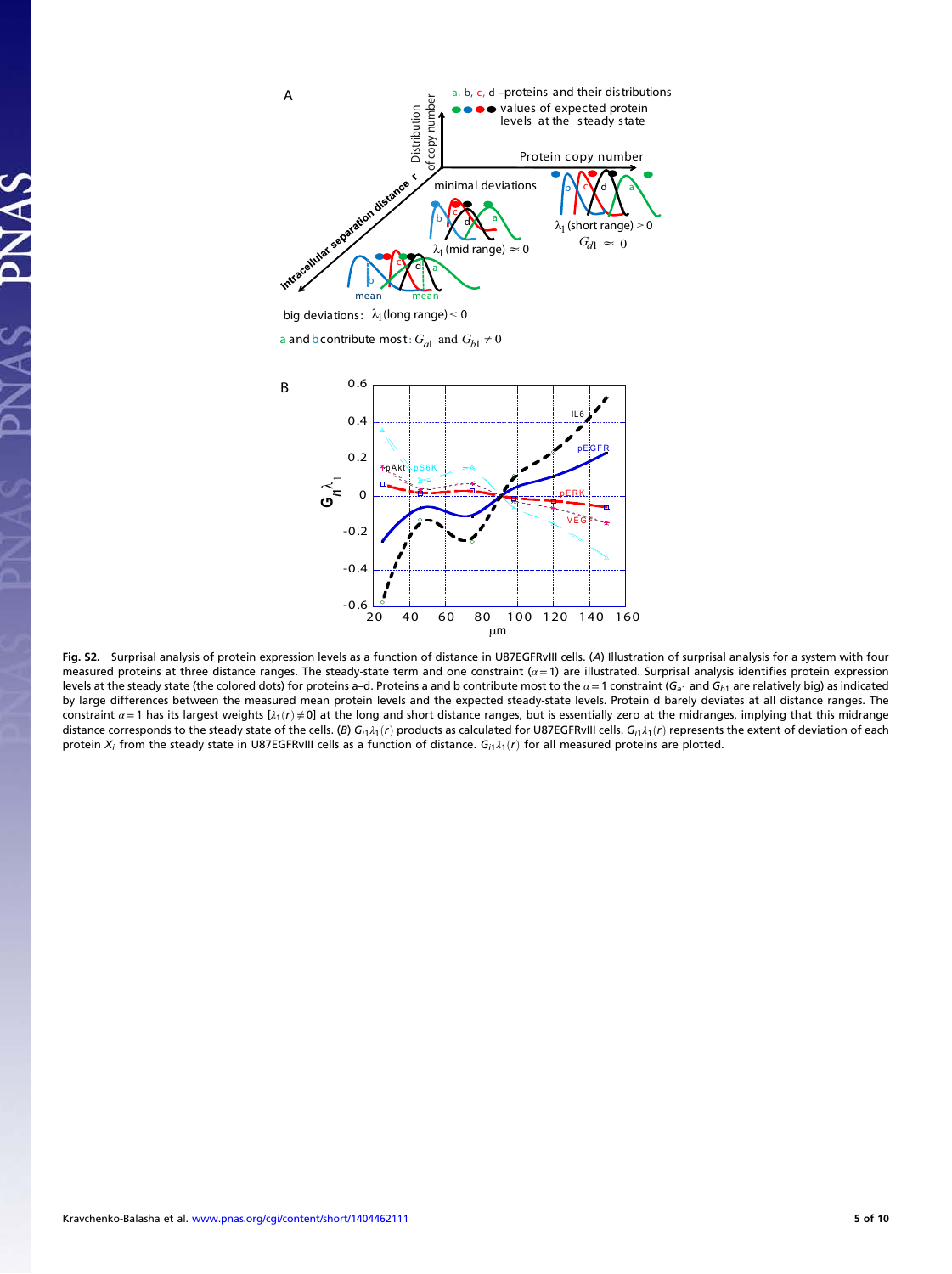**Fig. S2.** Surprisal analysis of protein expression levels as a function of distance in U87EGFRvIII cells. (*A*) Illustration of surprisal analysis for a system with four measured proteins at three distance ranges. The steady-state term and one constraint ($\alpha = 1$) are illustrated. Surprisal analysis identifies protein expression levels at the steady state (the colored dots) for proteins a–d. Proteins a and b contribute most to the $\alpha = 1$ constraint ($G_{a1}$ and $G_{b1}$ are relatively big) as indicated by large differences between the measured mean protein levels and the expected steady-state levels. Protein d barely deviates at all distance ranges. The constraint $\alpha = 1$ has its largest weights [$\lambda_1(r) \neq 0$] at the long and short distance ranges, but is essentially zero at the midranges, implying that this midrange distance corresponds to the steady state of the cells. (*B*) $G_{i1}\lambda_1(r)$ products as calculated for U87EGFRvIII cells. $G_{i1}\lambda_1(r)$ represents the extent of deviation of each protein $X_i$ from the steady state in U87EGFRvIII cells as a function of distance. $G_{i1}\lambda_1(r)$ for all measured proteins are plotted.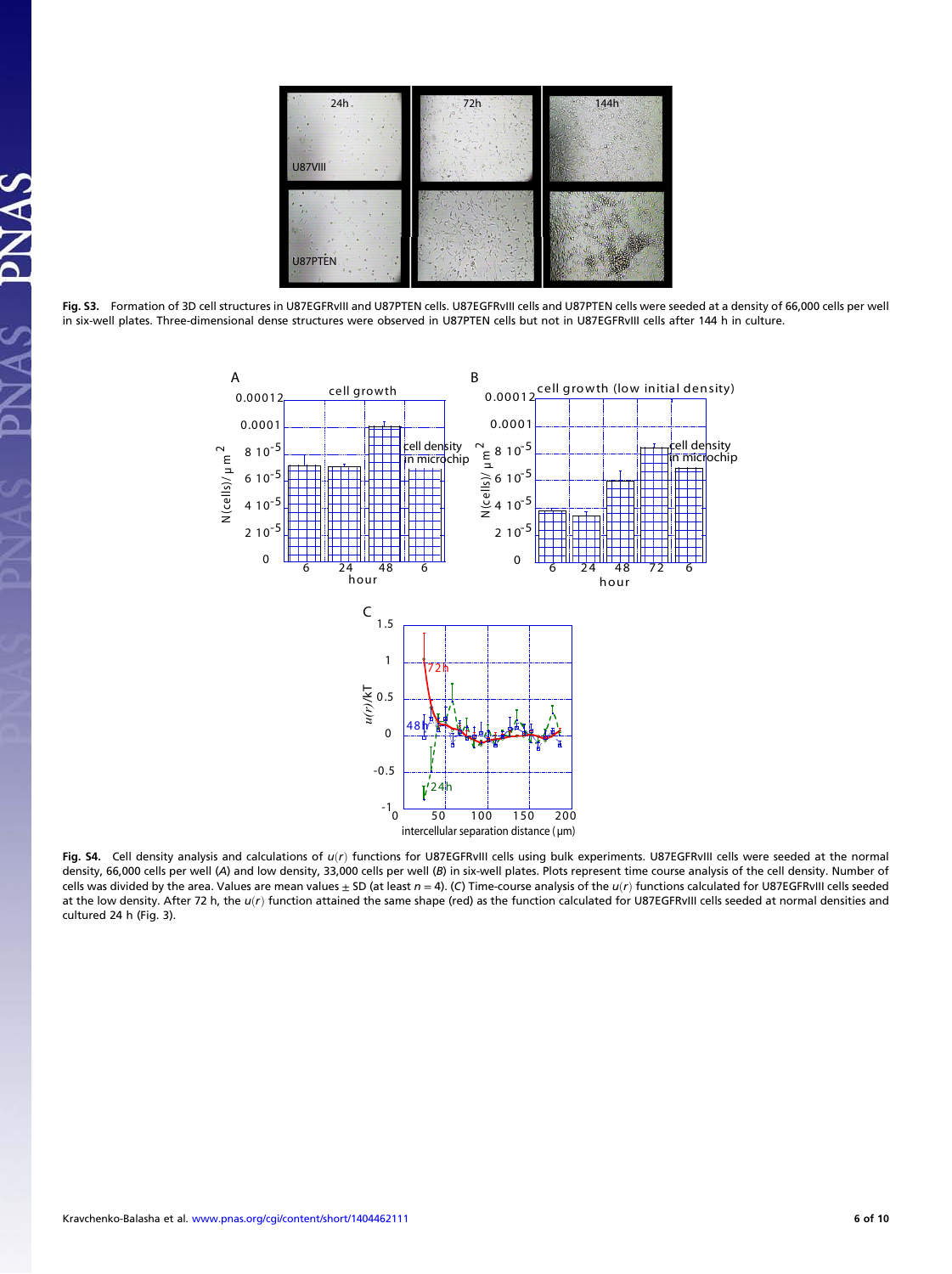**Fig. S3.** Formation of 3D cell structures in U87EGFRvIII and U87PTEN cells. U87EGFRvIII cells and U87PTEN cells were seeded at a density of 66,000 cells per well in six-well plates. Three-dimensional dense structures were observed in U87PTEN cells but not in U87EGFRvIII cells after 144 h in culture.

**Fig. S4.** Cell density analysis and calculations of $u(r)$ functions for U87EGFRvIII cells using bulk experiments. U87EGFRvIII cells were seeded at the normal density, 66,000 cells per well (*A*) and low density, 33,000 cells per well (*B*) in six-well plates. Plots represent time course analysis of the cell density. Number of cells was divided by the area. Values are mean values ± SD (at least $n = 4$). (*C*) Time-course analysis of the $u(r)$ functions calculated for U87EGFRvIII cells seeded at the low density. After 72 h, the $u(r)$ function attained the same shape (red) as the function calculated for U87EGFRvIII cells seeded at normal densities and cultured 24 h (Fig. 3).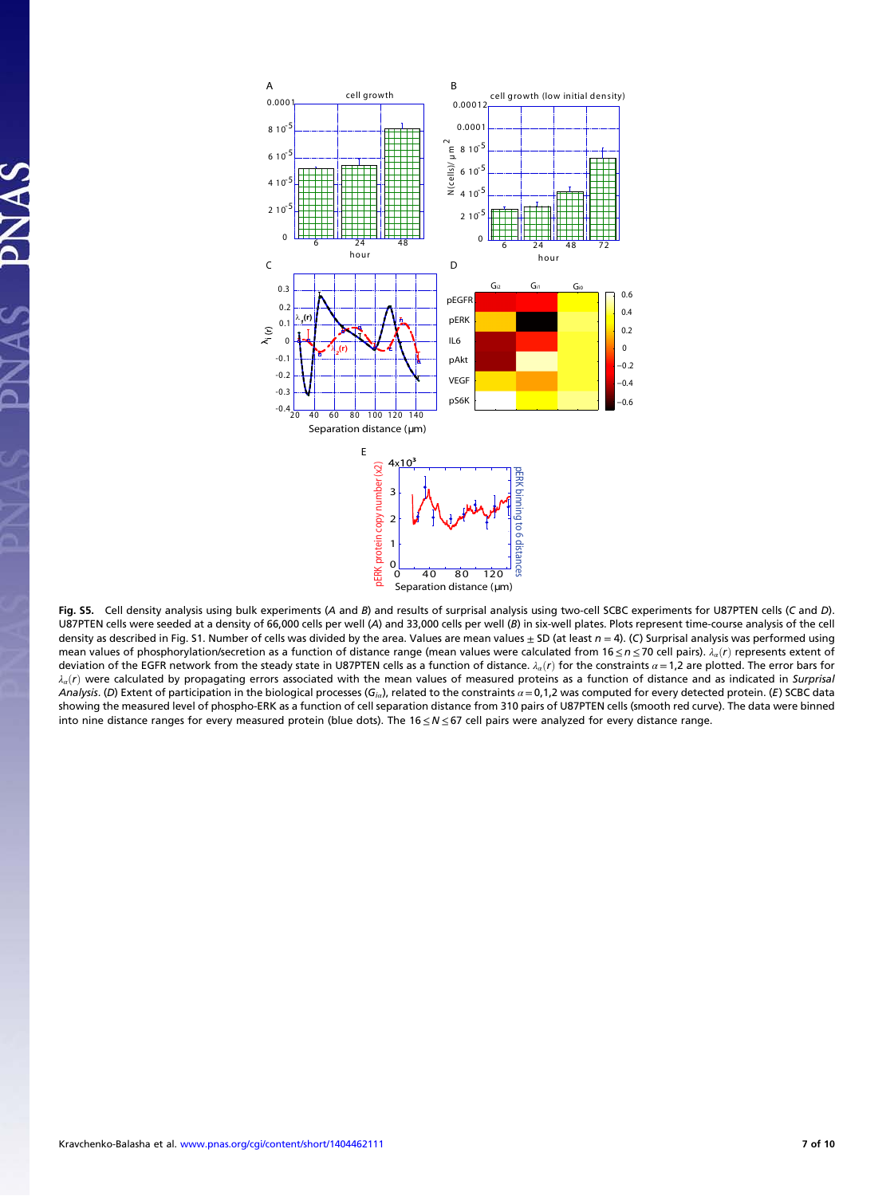**Fig. S5.** Cell density analysis using bulk experiments (*A* and *B*) and results of surprisal analysis using two-cell SCBC experiments for U87PTEN cells (*C* and *D*). U87PTEN cells were seeded at a density of 66,000 cells per well (*A*) and 33,000 cells per well (*B*) in six-well plates. Plots represent time-course analysis of the cell density as described in Fig. S1. Number of cells was divided by the area. Values are mean values ± SD (at least $n = 4$). (*C*) Surprisal analysis was performed using mean values of phosphorylation/secretion as a function of distance range (mean values were calculated from $16 \le n \le 70$ cell pairs). $\lambda_\alpha(r)$ represents extent of deviation of the EGFR network from the steady state in U87PTEN cells as a function of distance. $\lambda_\alpha(r)$ for the constraints $\alpha = 1,2$ are plotted. The error bars for $\lambda_\alpha(r)$ were calculated by propagating errors associated with the mean values of measured proteins as a function of distance and as indicated in *Surprisal Analysis*. (*D*) Extent of participation in the biological processes ($G_{i\alpha}$), related to the constraints $\alpha = 0,1,2$ was computed for every detected protein. (*E*) SCBC data showing the measured level of phospho-ERK as a function of cell separation distance from 310 pairs of U87PTEN cells (smooth red curve). The data were binned into nine distance ranges for every measured protein (blue dots). The $16 \le N \le 67$ cell pairs were analyzed for every distance range.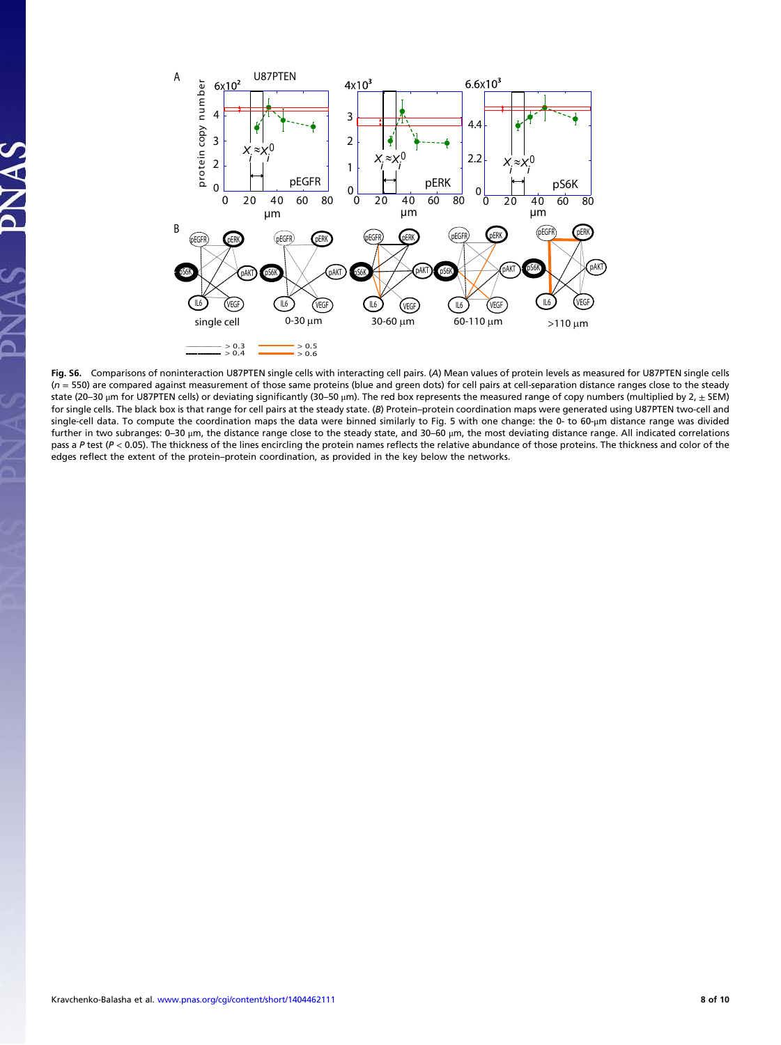**Fig. S6.** Comparisons of noninteraction U87PTEN single cells with interacting cell pairs. (*A*) Mean values of protein levels as measured for U87PTEN single cells ($n = 550$) are compared against measurement of those same proteins (blue and green dots) for cell pairs at cell-separation distance ranges close to the steady state (20–30 μm for U87PTEN cells) or deviating significantly (30–50 μm). The red box represents the measured range of copy numbers (multiplied by 2, ± SEM) for single cells. The black box is that range for cell pairs at the steady state. (*B*) Protein–protein coordination maps were generated using U87PTEN two-cell and single-cell data. To compute the coordination maps the data were binned similarly to Fig. 5 with one change: the 0- to 60-μm distance range was divided further in two subranges: 0–30 μm, the distance range close to the steady state, and 30–60 μm, the most deviating distance range. All indicated correlations pass a *P* test ($P < 0.05$). The thickness of the lines encircling the protein names reflects the relative abundance of those proteins. The thickness and color of the edges reflect the extent of the protein–protein coordination, as provided in the key below the networks.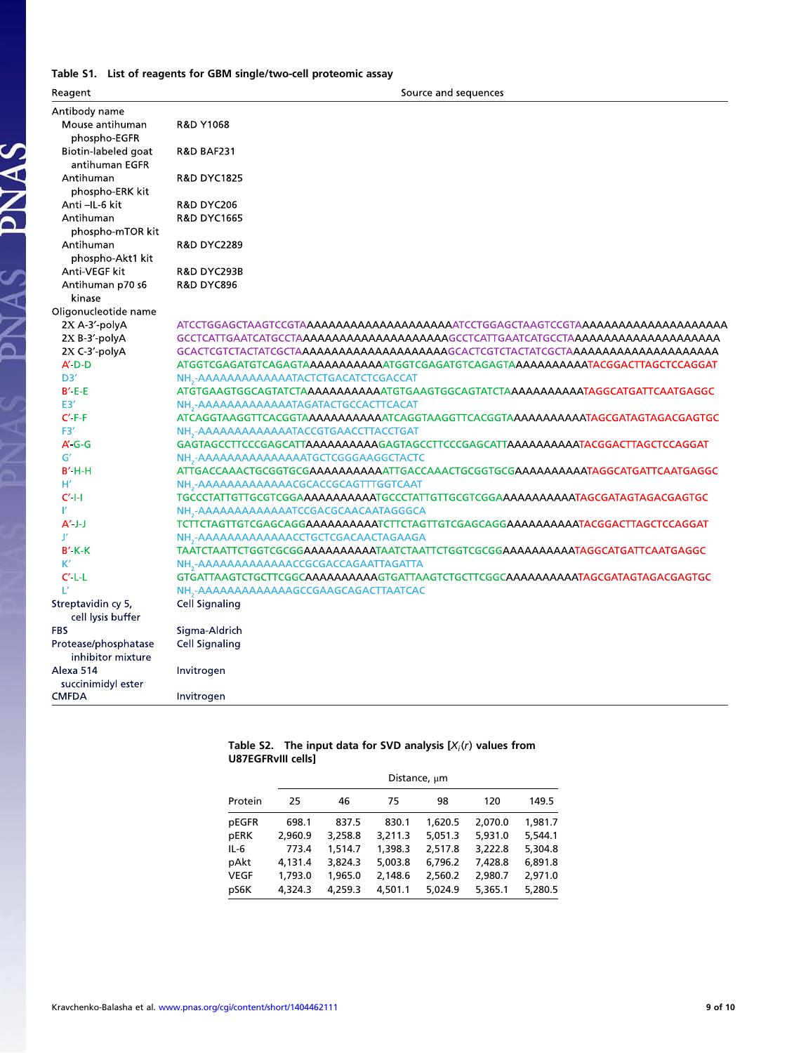**Table S1. List of reagents for GBM single/two-cell proteomic assay**

| Reagent | Source and sequences |
|---|---|
| Antibody name | |
| Mouse antihuman phospho-EGFR | R&D Y1068 |
| Biotin-labeled goat antihuman EGFR | R&D BAF231 |
| Antihuman phospho-ERK kit | R&D DYC1825 |
| Anti –IL-6 kit | R&D DYC206 |
| Antihuman phospho-mTOR kit | R&D DYC1665 |
| Antihuman phospho-Akt1 kit | R&D DYC2289 |
| Anti-VEGF kit | R&D DYC293B |
| Antihuman p70 s6 kinase | R&D DYC896 |
| Oligonucleotide name | |
| 2X A-3′-polyA | ATCCTGGAGCTAAGTCCGTAAAAAAAAAAAAAAAAAAAAAATCCTGGAGCTAAGTCCGTAAAAAAAAAAAAAAAAAAAAA |
| 2X B-3′-polyA | GCCTCATTGAATCATGCCTAAAAAAAAAAAAAAAAAAAAAGCCTCATTGAATCATGCCTAAAAAAAAAAAAAAAAAAAAA |
| 2X C-3′-polyA | GCACTCGTCTACTATCGCTAAAAAAAAAAAAAAAAAAAAAGCACTCGTCTACTATCGCTAAAAAAAAAAAAAAAAAAAAA |
| A′-D-D | ATGGTCGAGATGTCAGAGTAAAAAAAAAAAATGGTCGAGATGTCAGAGTAAAAAAAAAAATACGGACTTAGCTCCAGGAT |
| D3′ | $NH_2$-AAAAAAAAAAAAAATACTCTGACATCTCGACCAT |
| B′-E-E | ATGTGAAGTGGCAGTATCTAAAAAAAAAAATGTGAAGTGGCAGTATCTAAAAAAAAAAATAGGCATGATTCAATGAGGC |
| E3′ | $NH_2$-AAAAAAAAAAAAAATAGATACTGCCACTTCACAT |
| C′-F-F | ATCAGGTAAGGTTCACGGTAAAAAAAAAAAATCAGGTAAGGTTCACGGTAAAAAAAAAAATAGCGATAGTAGACGAGTGC |
| F3′ | $NH_2$-AAAAAAAAAAAAAATACCGTGAACCTTACCTGAT |
| A′-G-G | GAGTAGCCTTCCCGAGCATTAAAAAAAAAAGAGTAGCCTTCCCGAGCATTAAAAAAAAAATACGGACTTAGCTCCAGGAT |
| G′ | $NH_2$-AAAAAAAAAAAAAAAATGCTCGGGAAGGCTACTC |
| B′-H-H | ATTGACCAAACTGCGGTGCGAAAAAAAAAAATTGACCAAACTGCGGTGCGAAAAAAAAAATAGGCATGATTCAATGAGGC |
| H′ | $NH_2$-AAAAAAAAAAAAAACGCACCGCAGTTTGGTCAAT |
| C′-I-I | TGCCCTATTGTTGCGTCGGAAAAAAAAAAATGCCCTATTGTTGCGTCGGAAAAAAAAAAATAGCGATAGTAGACGAGTGC |
| I′ | $NH_2$-AAAAAAAAAAAAAATCCGACGCAACAATAGGGCA |
| A′-J-J | TCTTCTAGTTGTCGAGCAGGAAAAAAAAAATCTTCTAGTTGTCGAGCAGGAAAAAAAAAATACGGACTTAGCTCCAGGAT |
| J′ | $NH_2$-AAAAAAAAAAAAAACCTGCTCGACAACTAGAAGA |
| B′-K-K | TAATCTAATTCTGGTCGCGGAAAAAAAAAATAATCTAATTCTGGTCGCGGAAAAAAAAAATAGGCATGATTCAATGAGGC |
| K′ | $NH_2$-AAAAAAAAAAAAAACCGCGACCAGAATTAGATTA |
| C′-L-L | GTGATTAAGTCTGCTTCGGCAAAAAAAAAAGTGATTAAGTCTGCTTCGGCAAAAAAAAAATAGCGATAGTAGACGAGTGC |
| L′ | $NH_2$-AAAAAAAAAAAAAAGCCGAAGCAGACTTAATCAC |
| Streptavidin cy 5, cell lysis buffer | Cell Signaling |
| FBS | Sigma-Aldrich |
| Protease/phosphatase inhibitor mixture | Cell Signaling |
| Alexa 514 succinimidyl ester | Invitrogen |
| CMFDA | Invitrogen |

**Table S2. The input data for SVD analysis [$X_i(r)$ values from U87EGFRvIII cells]**

| Protein | Distance, μm | | | | | |
|---|---|---|---|---|---|---|
| | 25 | 46 | 75 | 98 | 120 | 149.5 |
| pEGFR | 698.1 | 837.5 | 830.1 | 1,620.5 | 2,070.0 | 1,981.7 |
| pERK | 2,960.9 | 3,258.8 | 3,211.3 | 5,051.3 | 5,931.0 | 5,544.1 |
| IL-6 | 773.4 | 1,514.7 | 1,398.3 | 2,517.8 | 3,222.8 | 5,304.8 |
| pAkt | 4,131.4 | 3,824.3 | 5,003.8 | 6,796.2 | 7,428.8 | 6,891.8 |
| VEGF | 1,793.0 | 1,965.0 | 2,148.6 | 2,560.2 | 2,980.7 | 2,971.0 |
| pS6K | 4,324.3 | 4,259.3 | 4,501.1 | 5,024.9 | 5,365.1 | 5,280.5 |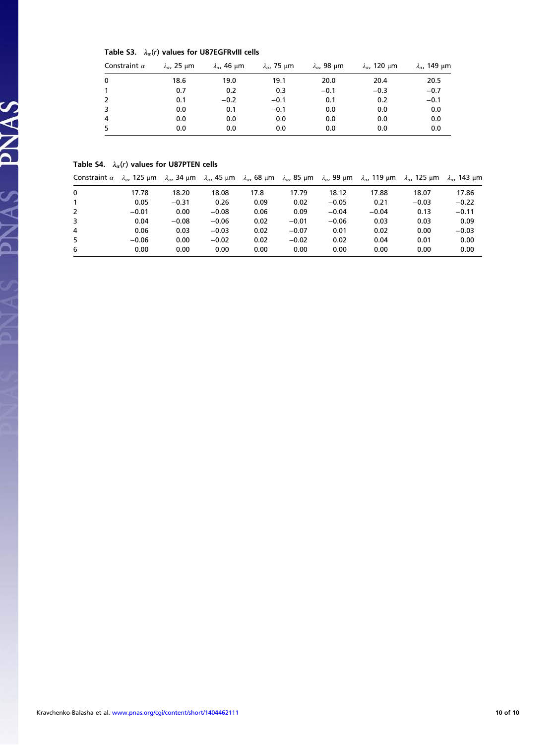**Table S3.** $\lambda_\alpha(r)$ **values for U87EGFRvIII cells**

| Constraint $\alpha$ | $\lambda_\alpha$, 25 μm | $\lambda_\alpha$, 46 μm | $\lambda_\alpha$, 75 μm | $\lambda_\alpha$, 98 μm | $\lambda_\alpha$, 120 μm | $\lambda_\alpha$, 149 μm |
|---|---|---|---|---|---|---|
| 0 | 18.6 | 19.0 | 19.1 | 20.0 | 20.4 | 20.5 |
| 1 | 0.7 | 0.2 | 0.3 | −0.1 | −0.3 | −0.7 |
| 2 | 0.1 | −0.2 | −0.1 | 0.1 | 0.2 | −0.1 |
| 3 | 0.0 | 0.1 | −0.1 | 0.0 | 0.0 | 0.0 |
| 4 | 0.0 | 0.0 | 0.0 | 0.0 | 0.0 | 0.0 |
| 5 | 0.0 | 0.0 | 0.0 | 0.0 | 0.0 | 0.0 |

**Table S4.** $\lambda_\alpha(r)$ **values for U87PTEN cells**

| Constraint $\alpha$ | $\lambda_\alpha$, 125 μm | $\lambda_\alpha$, 34 μm | $\lambda_\alpha$, 45 μm | $\lambda_\alpha$, 68 μm | $\lambda_\alpha$, 85 μm | $\lambda_\alpha$, 99 μm | $\lambda_\alpha$, 119 μm | $\lambda_\alpha$, 125 μm | $\lambda_\alpha$, 143 μm |
|---|---|---|---|---|---|---|---|---|---|
| 0 | 17.78 | 18.20 | 18.08 | 17.8 | 17.79 | 18.12 | 17.88 | 18.07 | 17.86 |
| 1 | 0.05 | −0.31 | 0.26 | 0.09 | 0.02 | −0.05 | 0.21 | −0.03 | −0.22 |
| 2 | −0.01 | 0.00 | −0.08 | 0.06 | 0.09 | −0.04 | −0.04 | 0.13 | −0.11 |
| 3 | 0.04 | −0.08 | −0.06 | 0.02 | −0.01 | −0.06 | 0.03 | 0.03 | 0.09 |
| 4 | 0.06 | 0.03 | −0.03 | 0.02 | −0.07 | 0.01 | 0.02 | 0.00 | −0.03 |
| 5 | −0.06 | 0.00 | −0.02 | 0.02 | −0.02 | 0.02 | 0.04 | 0.01 | 0.00 |
| 6 | 0.00 | 0.00 | 0.00 | 0.00 | 0.00 | 0.00 | 0.00 | 0.00 | 0.00 |